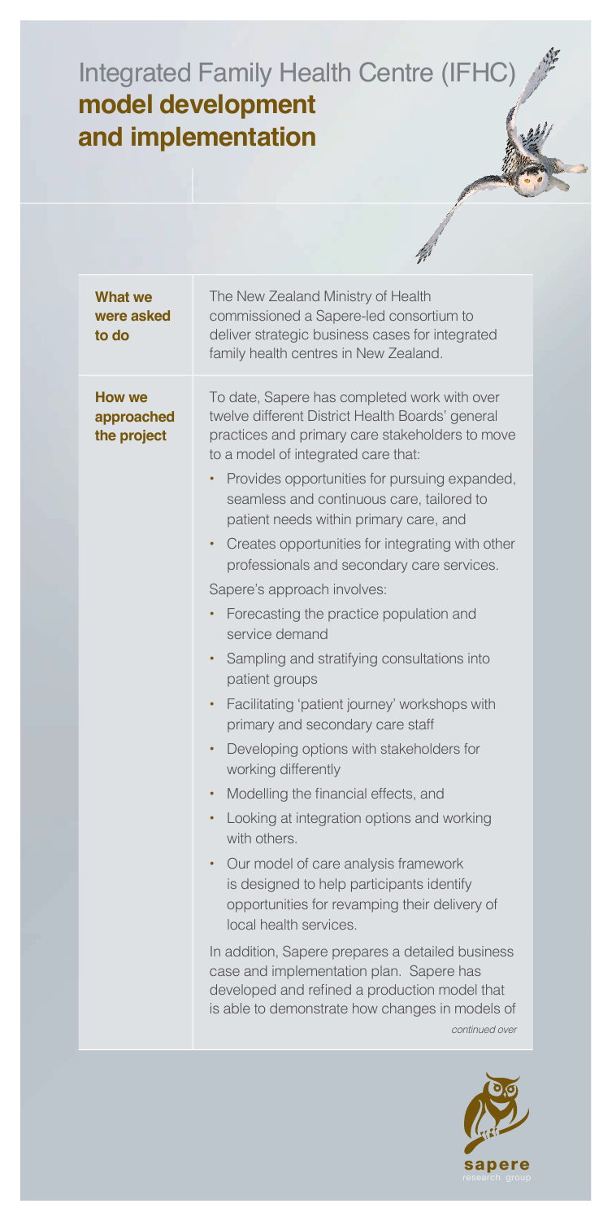# Integrated Family Health Centre (IFHC) **model development and implementation**

**What we were asked to do**

The New Zealand Ministry of Health commissioned a Sapere-led consortium to deliver strategic business cases for integrated family health centres in New Zealand.

**How we approached the project**

To date, Sapere has completed work with over twelve different District Health Boards' general practices and primary care stakeholders to move to a model of integrated care that:

- Provides opportunities for pursuing expanded, seamless and continuous care, tailored to patient needs within primary care, and
- Creates opportunities for integrating with other professionals and secondary care services.

Sapere's approach involves:

- Forecasting the practice population and service demand
- Sampling and stratifying consultations into patient groups
- Facilitating 'patient journey' workshops with primary and secondary care staff
- Developing options with stakeholders for working differently
- Modelling the financial effects, and
- Looking at integration options and working with others.
- Our model of care analysis framework is designed to help participants identify opportunities for revamping their delivery of local health services.

In addition, Sapere prepares a detailed business case and implementation plan. Sapere has developed and refined a production model that is able to demonstrate how changes in models of

*continued over*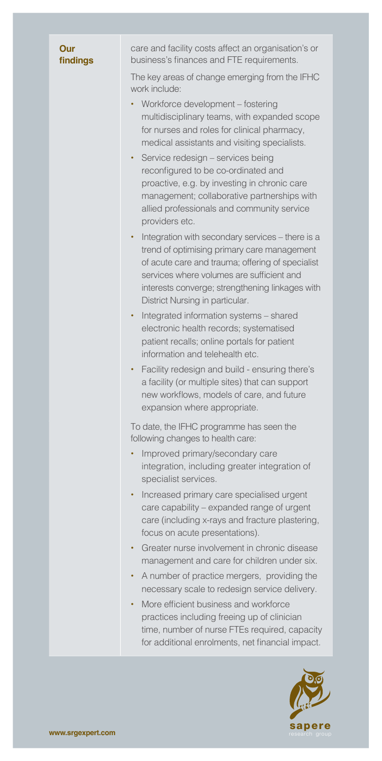**Our findings**

care and facility costs affect an organisation's or business's finances and FTE requirements.

The key areas of change emerging from the IFHC work include:

- Workforce development – fostering multidisciplinary teams, with expanded scope for nurses and roles for clinical pharmacy, medical assistants and visiting specialists.
- Service redesign – services being reconfigured to be co-ordinated and proactive, e.g. by investing in chronic care management; collaborative partnerships with allied professionals and community service providers etc.
- Integration with secondary services – there is a trend of optimising primary care management of acute care and trauma; offering of specialist services where volumes are sufficient and interests converge; strengthening linkages with District Nursing in particular.
- Integrated information systems – shared electronic health records; systematised patient recalls; online portals for patient information and telehealth etc.
- Facility redesign and build - ensuring there's a facility (or multiple sites) that can support new workflows, models of care, and future expansion where appropriate.

To date, the IFHC programme has seen the following changes to health care:

- Improved primary/secondary care integration, including greater integration of specialist services.
- Increased primary care specialised urgent care capability – expanded range of urgent care (including x-rays and fracture plastering, focus on acute presentations).
- Greater nurse involvement in chronic disease management and care for children under six.
- A number of practice mergers, providing the necessary scale to redesign service delivery.
- More efficient business and workforce practices including freeing up of clinician time, number of nurse FTEs required, capacity for additional enrolments, net financial impact.

www.srgexpert.com

sapere research group